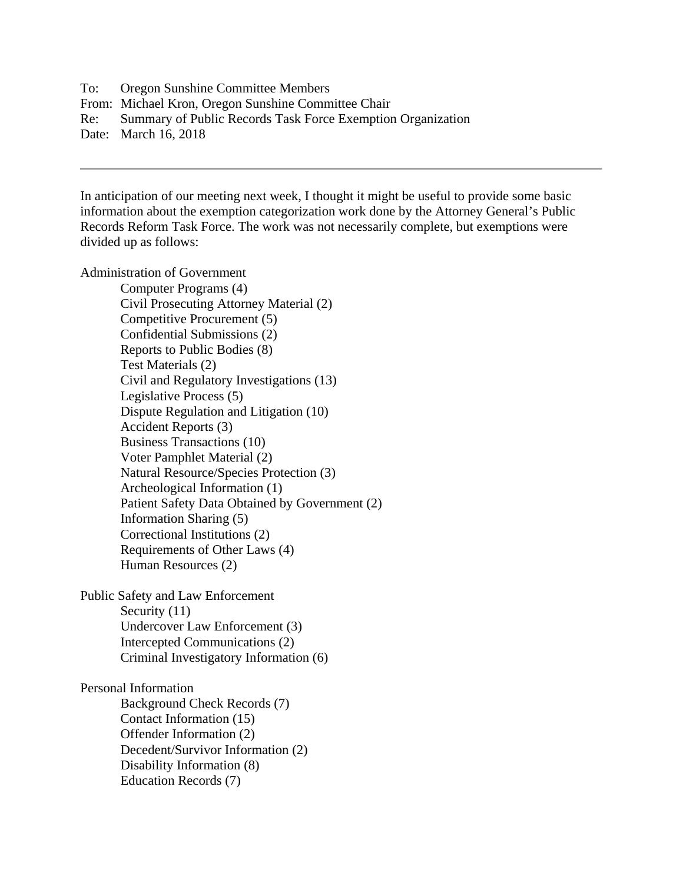To: Oregon Sunshine Committee Members
From: Michael Kron, Oregon Sunshine Committee Chair
Re: Summary of Public Records Task Force Exemption Organization
Date: March 16, 2018

---

In anticipation of our meeting next week, I thought it might be useful to provide some basic information about the exemption categorization work done by the Attorney General's Public Records Reform Task Force. The work was not necessarily complete, but exemptions were divided up as follows:

Administration of Government

- Computer Programs (4)
- Civil Prosecuting Attorney Material (2)
- Competitive Procurement (5)
- Confidential Submissions (2)
- Reports to Public Bodies (8)
- Test Materials (2)
- Civil and Regulatory Investigations (13)
- Legislative Process (5)
- Dispute Regulation and Litigation (10)
- Accident Reports (3)
- Business Transactions (10)
- Voter Pamphlet Material (2)
- Natural Resource/Species Protection (3)
- Archeological Information (1)
- Patient Safety Data Obtained by Government (2)
- Information Sharing (5)
- Correctional Institutions (2)
- Requirements of Other Laws (4)
- Human Resources (2)

Public Safety and Law Enforcement

- Security (11)
- Undercover Law Enforcement (3)
- Intercepted Communications (2)
- Criminal Investigatory Information (6)

Personal Information

- Background Check Records (7)
- Contact Information (15)
- Offender Information (2)
- Decedent/Survivor Information (2)
- Disability Information (8)
- Education Records (7)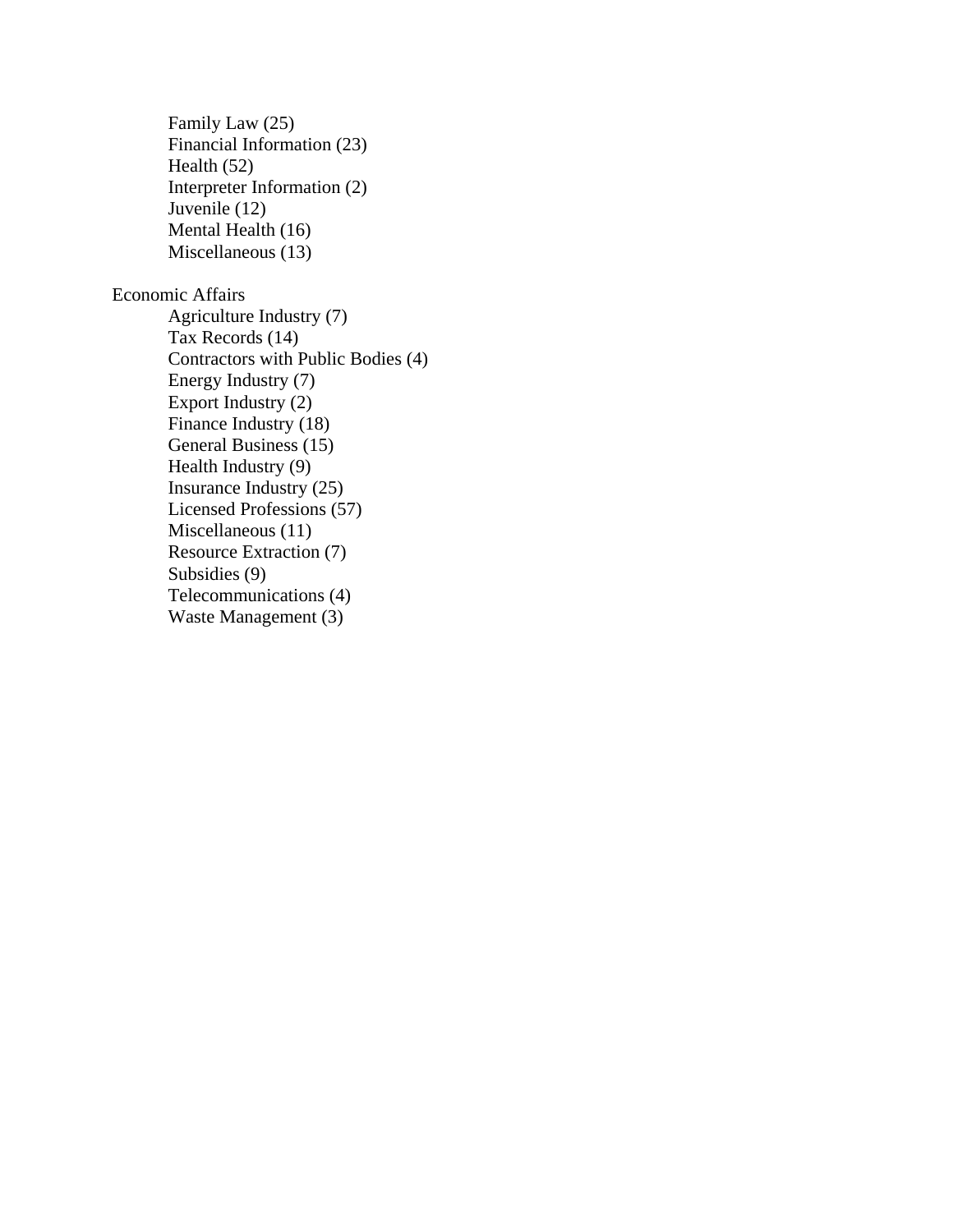- Family Law (25)
- Financial Information (23)
- Health (52)
- Interpreter Information (2)
- Juvenile (12)
- Mental Health (16)
- Miscellaneous (13)

Economic Affairs

- Agriculture Industry (7)
- Tax Records (14)
- Contractors with Public Bodies (4)
- Energy Industry (7)
- Export Industry (2)
- Finance Industry (18)
- General Business (15)
- Health Industry (9)
- Insurance Industry (25)
- Licensed Professions (57)
- Miscellaneous (11)
- Resource Extraction (7)
- Subsidies (9)
- Telecommunications (4)
- Waste Management (3)